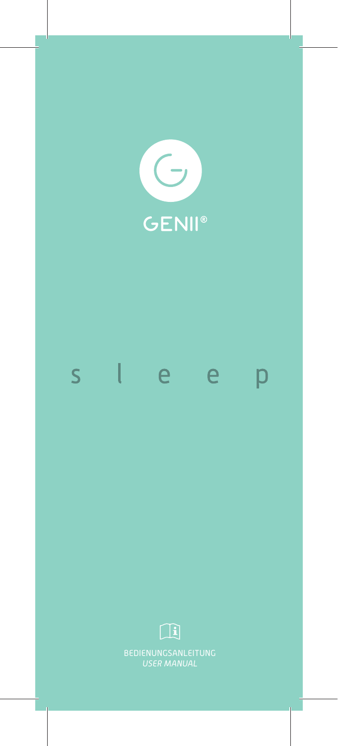# GENII®

# s l e e p

BEDIENUNGSANLEITUNG
*USER MANUAL*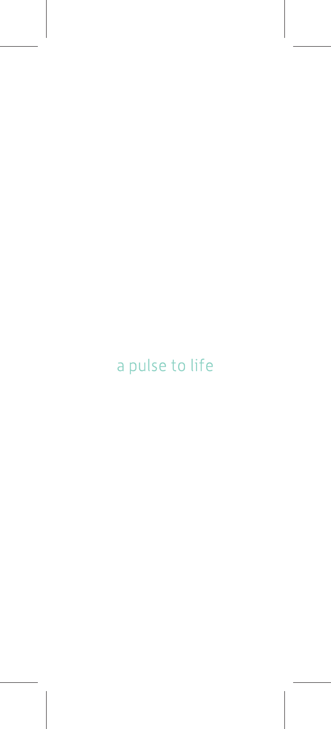a pulse to life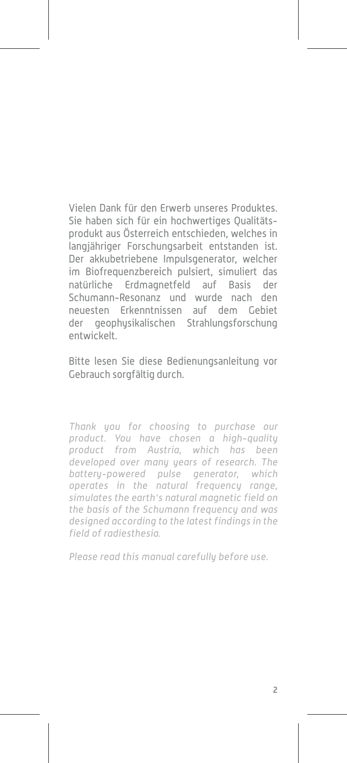Vielen Dank für den Erwerb unseres Produktes. Sie haben sich für ein hochwertiges Qualitätsprodukt aus Österreich entschieden, welches in langjähriger Forschungsarbeit entstanden ist. Der akkubetriebene Impulsgenerator, welcher im Biofrequenzbereich pulsiert, simuliert das natürliche Erdmagnetfeld auf Basis der Schumann-Resonanz und wurde nach den neuesten Erkenntnissen auf dem Gebiet der geophysikalischen Strahlungsforschung entwickelt.

Bitte lesen Sie diese Bedienungsanleitung vor Gebrauch sorgfältig durch.

*Thank you for choosing to purchase our product. You have chosen a high-quality product from Austria, which has been developed over many years of research. The battery-powered pulse generator, which operates in the natural frequency range, simulates the earth's natural magnetic field on the basis of the Schumann frequency and was designed according to the latest findings in the field of radiesthesia.*

*Please read this manual carefully before use.*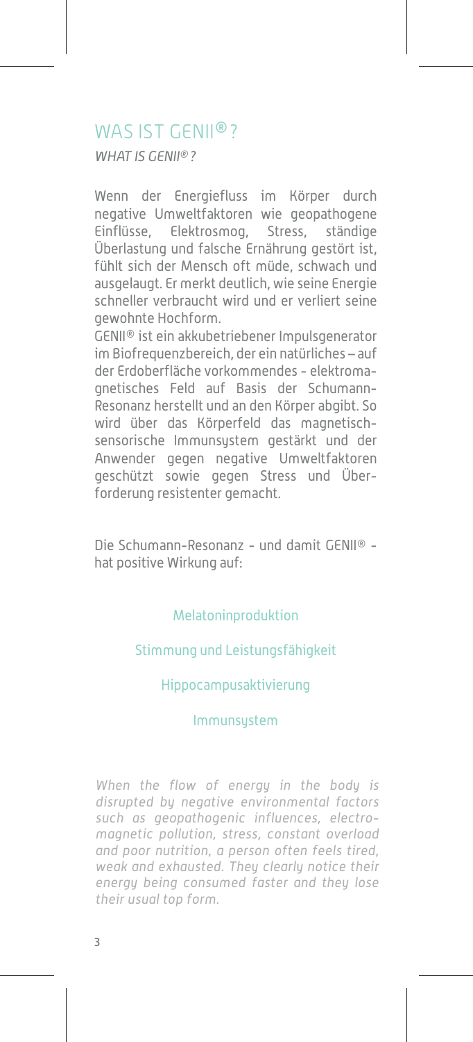## WAS IST GENII®?

*WHAT IS GENII®?*

Wenn der Energiefluss im Körper durch negative Umweltfaktoren wie geopathogene Einflüsse, Elektrosmog, Stress, ständige Überlastung und falsche Ernährung gestört ist, fühlt sich der Mensch oft müde, schwach und ausgelaugt. Er merkt deutlich, wie seine Energie schneller verbraucht wird und er verliert seine gewohnte Hochform.

GENII® ist ein akkubetriebener Impulsgenerator im Biofrequenzbereich, der ein natürliches – auf der Erdoberfläche vorkommendes - elektromagnetisches Feld auf Basis der Schumann-Resonanz herstellt und an den Körper abgibt. So wird über das Körperfeld das magnetisch-sensorische Immunsystem gestärkt und der Anwender gegen negative Umweltfaktoren geschützt sowie gegen Stress und Überforderung resistenter gemacht.

Die Schumann-Resonanz - und damit GENII® - hat positive Wirkung auf:

Melatoninproduktion

Stimmung und Leistungsfähigkeit

Hippocampusaktivierung

Immunsystem

*When the flow of energy in the body is disrupted by negative environmental factors such as geopathogenic influences, electromagnetic pollution, stress, constant overload and poor nutrition, a person often feels tired, weak and exhausted. They clearly notice their energy being consumed faster and they lose their usual top form.*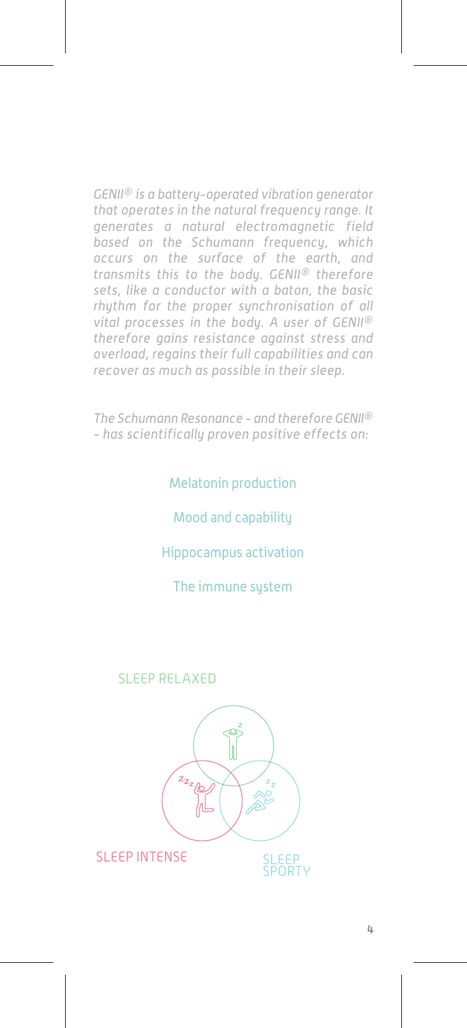*GENII® is a battery-operated vibration generator that operates in the natural frequency range. It generates a natural electromagnetic field based on the Schumann frequency, which occurs on the surface of the earth, and transmits this to the body. GENII® therefore sets, like a conductor with a baton, the basic rhythm for the proper synchronisation of all vital processes in the body. A user of GENII® therefore gains resistance against stress and overload, regains their full capabilities and can recover as much as possible in their sleep.*

*The Schumann Resonance – and therefore GENII® – has scientifically proven positive effects on:*

Melatonin production

Mood and capability

Hippocampus activation

The immune system

SLEEP RELAXED

SLEEP INTENSE

SLEEP SPORTY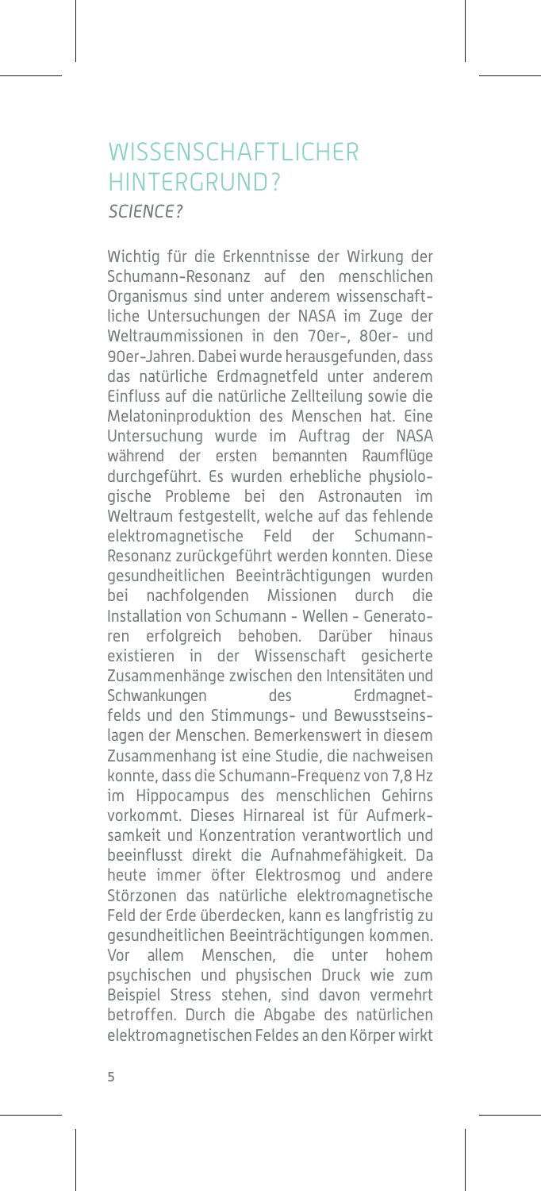# WISSENSCHAFTLICHER HINTERGRUND?

*SCIENCE?*

Wichtig für die Erkenntnisse der Wirkung der Schumann-Resonanz auf den menschlichen Organismus sind unter anderem wissenschaftliche Untersuchungen der NASA im Zuge der Weltraummissionen in den 70er-, 80er- und 90er-Jahren. Dabei wurde herausgefunden, dass das natürliche Erdmagnetfeld unter anderem Einfluss auf die natürliche Zellteilung sowie die Melatoninproduktion des Menschen hat. Eine Untersuchung wurde im Auftrag der NASA während der ersten bemannten Raumflüge durchgeführt. Es wurden erhebliche physiologische Probleme bei den Astronauten im Weltraum festgestellt, welche auf das fehlende elektromagnetische Feld der Schumann-Resonanz zurückgeführt werden konnten. Diese gesundheitlichen Beeinträchtigungen wurden bei nachfolgenden Missionen durch die Installation von Schumann - Wellen - Generatoren erfolgreich behoben. Darüber hinaus existieren in der Wissenschaft gesicherte Zusammenhänge zwischen den Intensitäten und Schwankungen des Erdmagnetfelds und den Stimmungs- und Bewusstseinslagen der Menschen. Bemerkenswert in diesem Zusammenhang ist eine Studie, die nachweisen konnte, dass die Schumann-Frequenz von 7,8 Hz im Hippocampus des menschlichen Gehirns vorkommt. Dieses Hirnareal ist für Aufmerksamkeit und Konzentration verantwortlich und beeinflusst direkt die Aufnahmefähigkeit. Da heute immer öfter Elektrosmog und andere Störzonen das natürliche elektromagnetische Feld der Erde überdecken, kann es langfristig zu gesundheitlichen Beeinträchtigungen kommen. Vor allem Menschen, die unter hohem psychischen und physischen Druck wie zum Beispiel Stress stehen, sind davon vermehrt betroffen. Durch die Abgabe des natürlichen elektromagnetischen Feldes an den Körper wirkt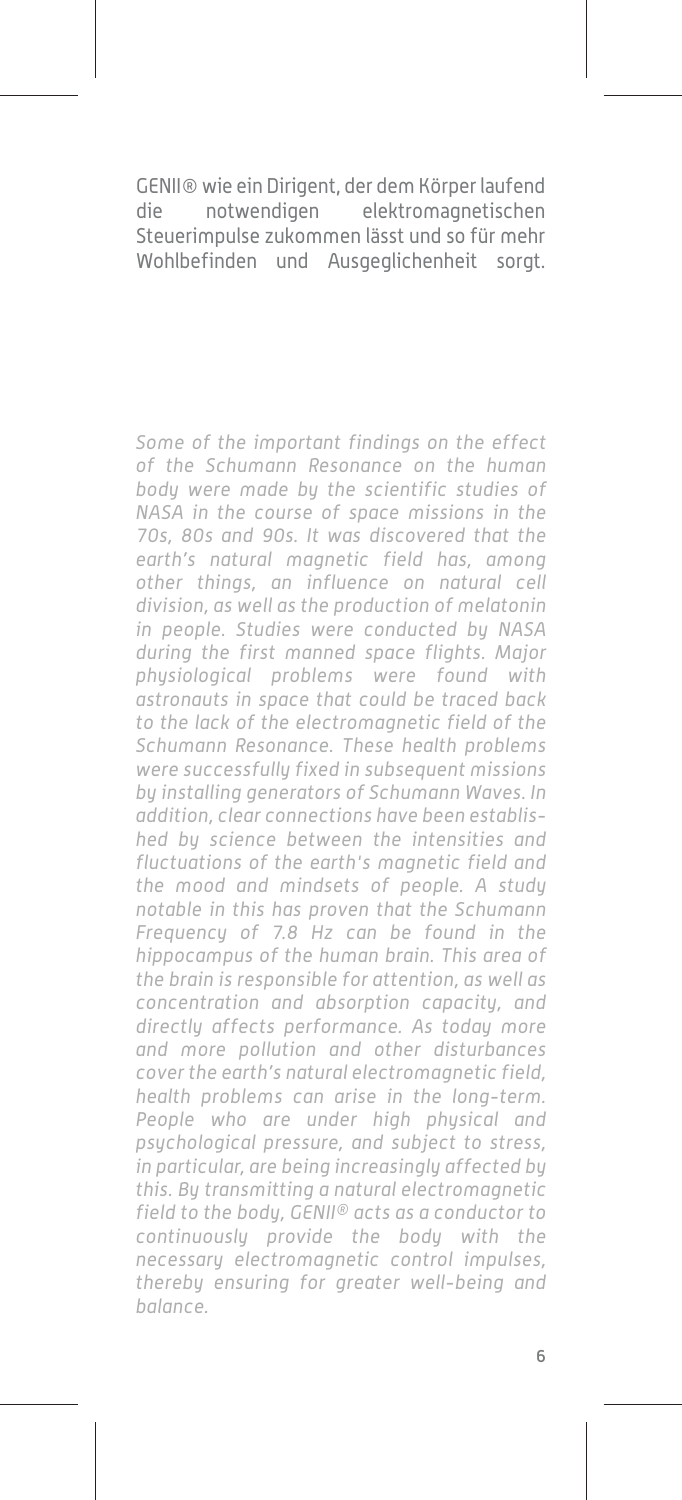GENII® wie ein Dirigent, der dem Körper laufend die notwendigen elektromagnetischen Steuerimpulse zukommen lässt und so für mehr Wohlbefinden und Ausgeglichenheit sorgt.

*Some of the important findings on the effect of the Schumann Resonance on the human body were made by the scientific studies of NASA in the course of space missions in the 70s, 80s and 90s. It was discovered that the earth's natural magnetic field has, among other things, an influence on natural cell division, as well as the production of melatonin in people. Studies were conducted by NASA during the first manned space flights. Major physiological problems were found with astronauts in space that could be traced back to the lack of the electromagnetic field of the Schumann Resonance. These health problems were successfully fixed in subsequent missions by installing generators of Schumann Waves. In addition, clear connections have been established by science between the intensities and fluctuations of the earth's magnetic field and the mood and mindsets of people. A study notable in this has proven that the Schumann Frequency of 7.8 Hz can be found in the hippocampus of the human brain. This area of the brain is responsible for attention, as well as concentration and absorption capacity, and directly affects performance. As today more and more pollution and other disturbances cover the earth's natural electromagnetic field, health problems can arise in the long-term. People who are under high physical and psychological pressure, and subject to stress, in particular, are being increasingly affected by this. By transmitting a natural electromagnetic field to the body, GENII® acts as a conductor to continuously provide the body with the necessary electromagnetic control impulses, thereby ensuring for greater well-being and balance.*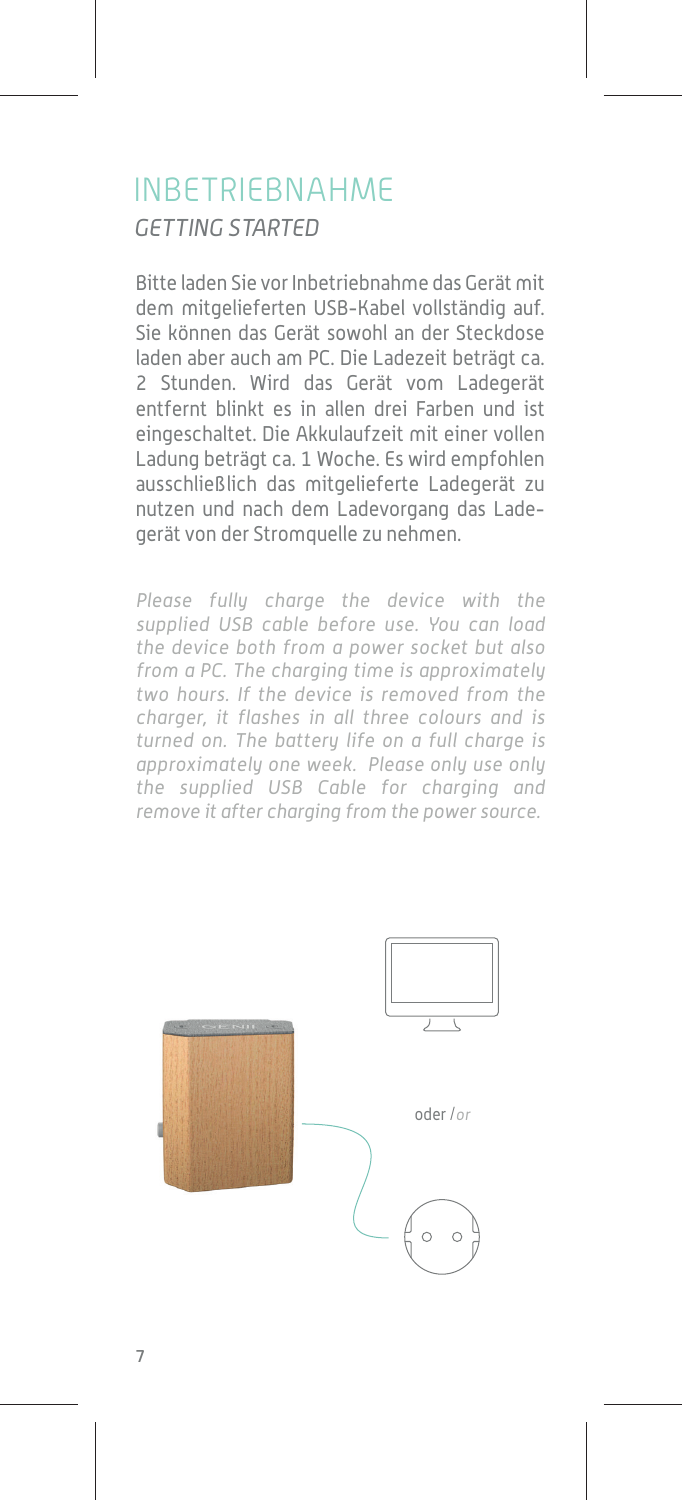# INBETRIEBNAHME

*GETTING STARTED*

Bitte laden Sie vor Inbetriebnahme das Gerät mit dem mitgelieferten USB-Kabel vollständig auf. Sie können das Gerät sowohl an der Steckdose laden aber auch am PC. Die Ladezeit beträgt ca. 2 Stunden. Wird das Gerät vom Ladegerät entfernt blinkt es in allen drei Farben und ist eingeschaltet. Die Akkulaufzeit mit einer vollen Ladung beträgt ca. 1 Woche. Es wird empfohlen ausschließlich das mitgelieferte Ladegerät zu nutzen und nach dem Ladevorgang das Ladegerät von der Stromquelle zu nehmen.

*Please fully charge the device with the supplied USB cable before use. You can load the device both from a power socket but also from a PC. The charging time is approximately two hours. If the device is removed from the charger, it flashes in all three colours and is turned on. The battery life on a full charge is approximately one week. Please only use only the supplied USB Cable for charging and remove it after charging from the power source.*

oder / *or*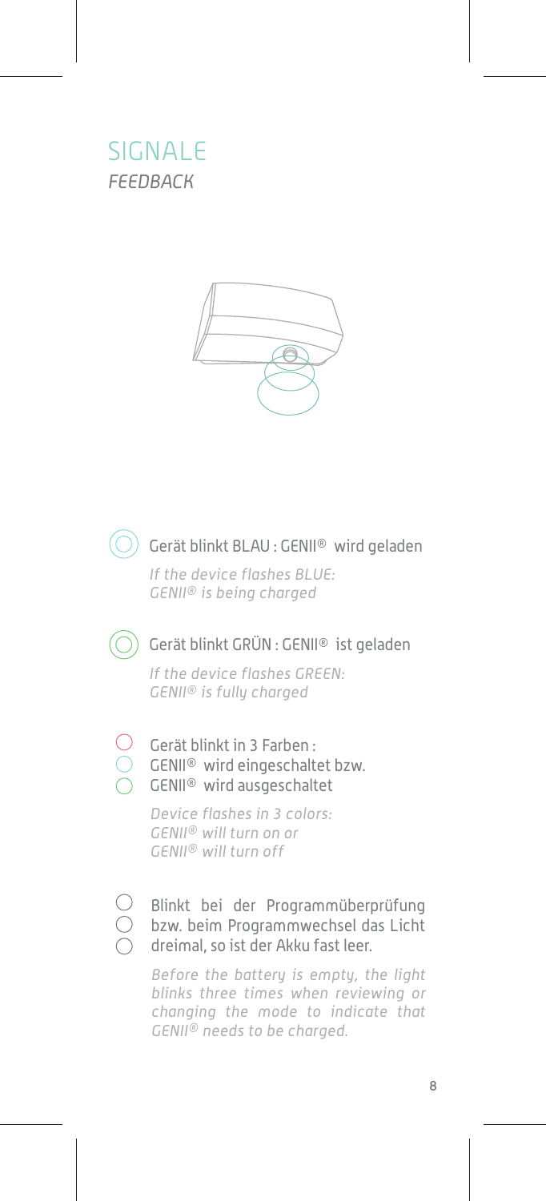# SIGNALE

*FEEDBACK*

Gerät blinkt BLAU : GENII® wird geladen

*If the device flashes BLUE: GENII® is being charged*

Gerät blinkt GRÜN : GENII® ist geladen

*If the device flashes GREEN: GENII® is fully charged*

Gerät blinkt in 3 Farben : GENII® wird eingeschaltet bzw. GENII® wird ausgeschaltet

*Device flashes in 3 colors: GENII® will turn on or GENII® will turn off*

Blinkt bei der Programmüberprüfung bzw. beim Programmwechsel das Licht dreimal, so ist der Akku fast leer.

*Before the battery is empty, the light blinks three times when reviewing or changing the mode to indicate that GENII® needs to be charged.*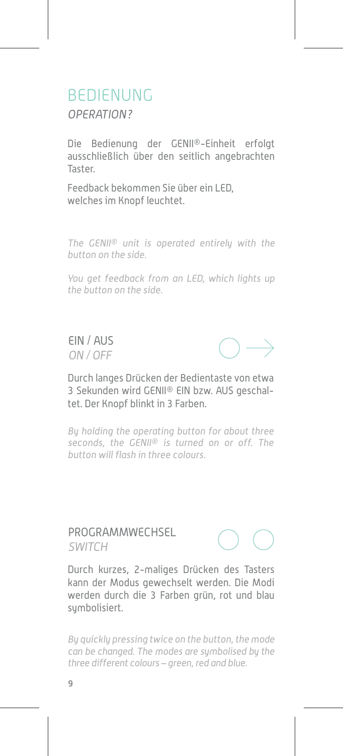# BEDIENUNG

*OPERATION?*

Die Bedienung der GENII®-Einheit erfolgt ausschließlich über den seitlich angebrachten Taster.

Feedback bekommen Sie über ein LED, welches im Knopf leuchtet.

*The GENII® unit is operated entirely with the button on the side.*

*You get feedback from an LED, which lights up the button on the side.*

## EIN / AUS

*ON / OFF*

Durch langes Drücken der Bedientaste von etwa 3 Sekunden wird GENII® EIN bzw. AUS geschaltet. Der Knopf blinkt in 3 Farben.

*By holding the operating button for about three seconds, the GENII® is turned on or off. The button will flash in three colours.*

## PROGRAMMWECHSEL

*SWITCH*

Durch kurzes, 2-maliges Drücken des Tasters kann der Modus gewechselt werden. Die Modi werden durch die 3 Farben grün, rot und blau symbolisiert.

*By quickly pressing twice on the button, the mode can be changed. The modes are symbolised by the three different colours – green, red and blue.*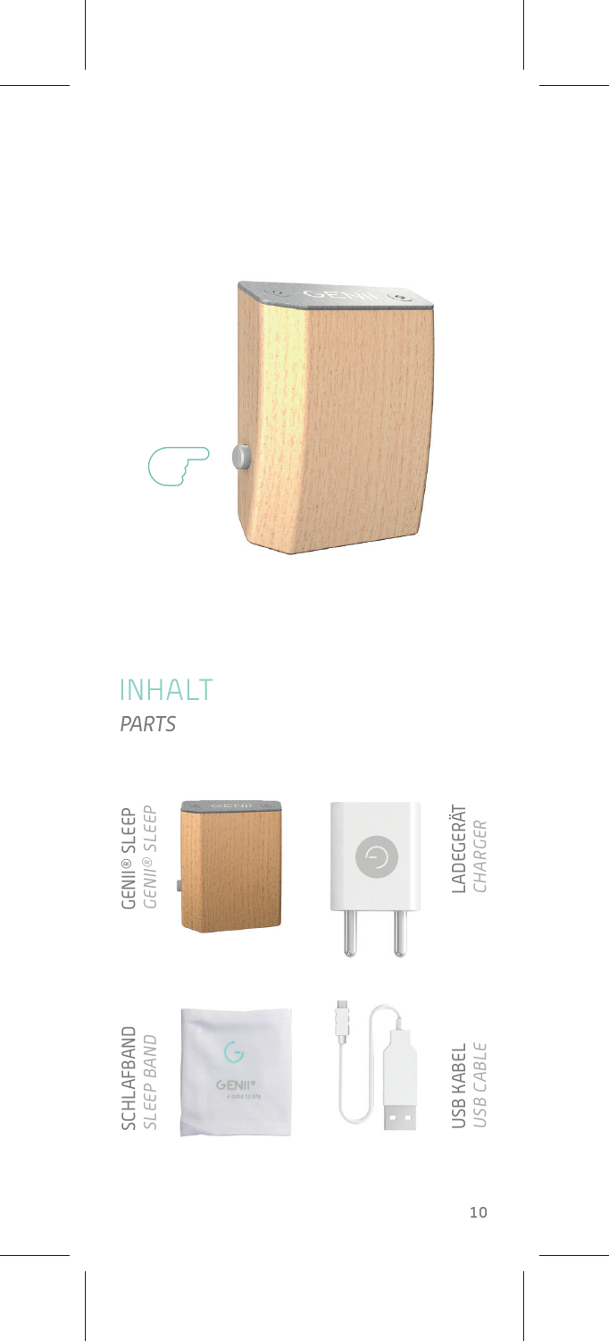## INHALT
*PARTS*

GENII® SLEEP
*GENII® SLEEP*

LADEGERÄT
*CHARGER*

SCHLAFBAND
*SLEEP BAND*

USB KABEL
*USB CABLE*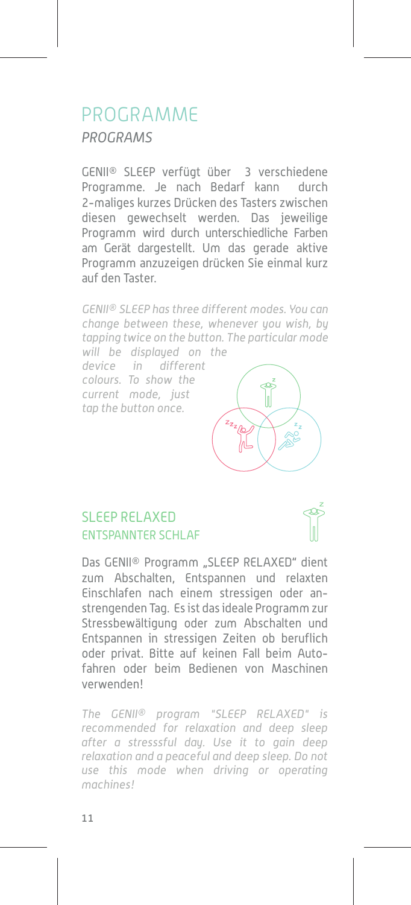# PROGRAMME

*PROGRAMS*

GENII® SLEEP verfügt über 3 verschiedene Programme. Je nach Bedarf kann durch 2-maliges kurzes Drücken des Tasters zwischen diesen gewechselt werden. Das jeweilige Programm wird durch unterschiedliche Farben am Gerät dargestellt. Um das gerade aktive Programm anzuzeigen drücken Sie einmal kurz auf den Taster.

*GENII® SLEEP has three different modes. You can change between these, whenever you wish, by tapping twice on the button. The particular mode will be displayed on the device in different colours. To show the current mode, just tap the button once.*

## SLEEP RELAXED

### ENTSPANNTER SCHLAF

Das GENII® Programm „SLEEP RELAXED" dient zum Abschalten, Entspannen und relaxten Einschlafen nach einem stressigen oder anstrengenden Tag. Es ist das ideale Programm zur Stressbewältigung oder zum Abschalten und Entspannen in stressigen Zeiten ob beruflich oder privat. Bitte auf keinen Fall beim Autofahren oder beim Bedienen von Maschinen verwenden!

*The GENII® program "SLEEP RELAXED" is recommended for relaxation and deep sleep after a stresssful day. Use it to gain deep relaxation and a peaceful and deep sleep. Do not use this mode when driving or operating machines!*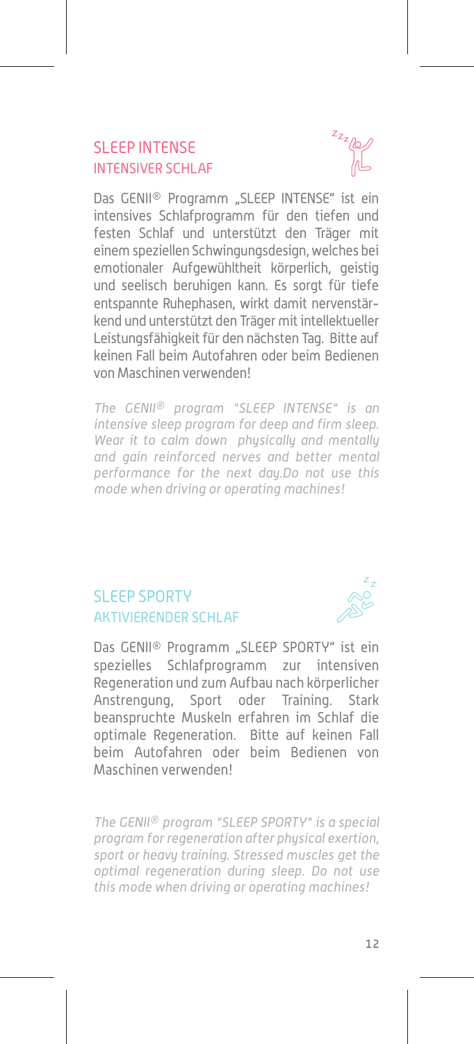## SLEEP INTENSE
### INTENSIVER SCHLAF

Das GENII® Programm „SLEEP INTENSE" ist ein intensives Schlafprogramm für den tiefen und festen Schlaf und unterstützt den Träger mit einem speziellen Schwingungsdesign, welches bei emotionaler Aufgewühltheit körperlich, geistig und seelisch beruhigen kann. Es sorgt für tiefe entspannte Ruhephasen, wirkt damit nervenstärkend und unterstützt den Träger mit intellektueller Leistungsfähigkeit für den nächsten Tag. Bitte auf keinen Fall beim Autofahren oder beim Bedienen von Maschinen verwenden!

*The GENII® program "SLEEP INTENSE" is an intensive sleep program for deep and firm sleep. Wear it to calm down physically and mentally and gain reinforced nerves and better mental performance for the next day.Do not use this mode when driving or operating machines!*

## SLEEP SPORTY
### AKTIVIERENDER SCHLAF

Das GENII® Programm „SLEEP SPORTY" ist ein spezielles Schlafprogramm zur intensiven Regeneration und zum Aufbau nach körperlicher Anstrengung, Sport oder Training. Stark beanspruchte Muskeln erfahren im Schlaf die optimale Regeneration. Bitte auf keinen Fall beim Autofahren oder beim Bedienen von Maschinen verwenden!

*The GENII® program "SLEEP SPORTY" is a special program for regeneration after physical exertion, sport or heavy training. Stressed muscles get the optimal regeneration during sleep. Do not use this mode when driving or operating machines!*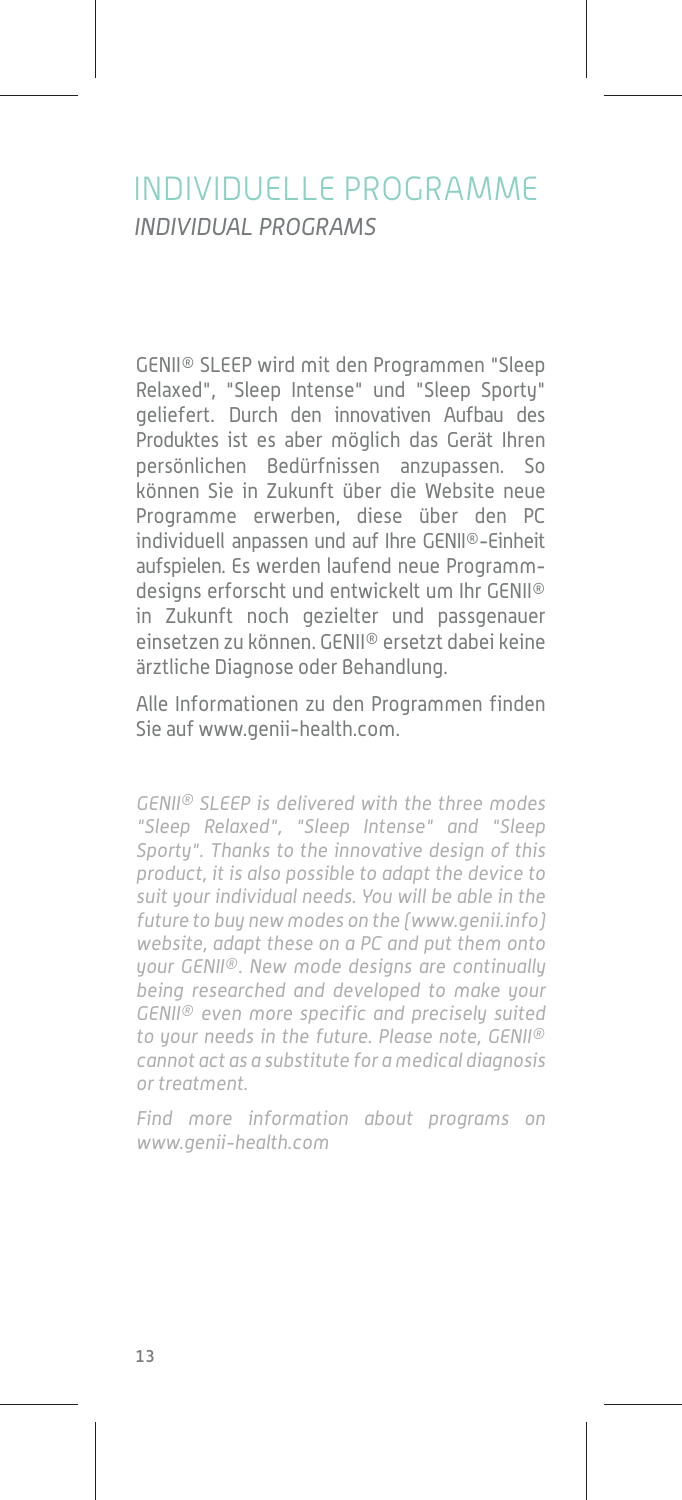# INDIVIDUELLE PROGRAMME

*INDIVIDUAL PROGRAMS*

GENII® SLEEP wird mit den Programmen "Sleep Relaxed", "Sleep Intense" und "Sleep Sporty" geliefert. Durch den innovativen Aufbau des Produktes ist es aber möglich das Gerät Ihren persönlichen Bedürfnissen anzupassen. So können Sie in Zukunft über die Website neue Programme erwerben, diese über den PC individuell anpassen und auf Ihre GENII®-Einheit aufspielen. Es werden laufend neue Programmdesigns erforscht und entwickelt um Ihr GENII® in Zukunft noch gezielter und passgenauer einsetzen zu können. GENII® ersetzt dabei keine ärztliche Diagnose oder Behandlung.

Alle Informationen zu den Programmen finden Sie auf www.genii-health.com.

*GENII® SLEEP is delivered with the three modes "Sleep Relaxed", "Sleep Intense" and "Sleep Sporty". Thanks to the innovative design of this product, it is also possible to adapt the device to suit your individual needs. You will be able in the future to buy new modes on the (www.genii.info) website, adapt these on a PC and put them onto your GENII®. New mode designs are continually being researched and developed to make your GENII® even more specific and precisely suited to your needs in the future. Please note, GENII® cannot act as a substitute for a medical diagnosis or treatment.*

*Find more information about programs on www.genii-health.com*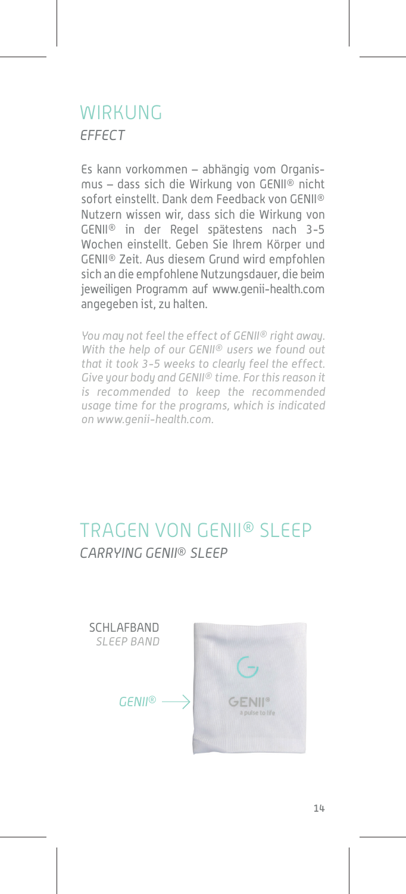## WIRKUNG

*EFFECT*

Es kann vorkommen – abhängig vom Organismus – dass sich die Wirkung von GENII® nicht sofort einstellt. Dank dem Feedback von GENII® Nutzern wissen wir, dass sich die Wirkung von GENII® in der Regel spätestens nach 3-5 Wochen einstellt. Geben Sie Ihrem Körper und GENII® Zeit. Aus diesem Grund wird empfohlen sich an die empfohlene Nutzungsdauer, die beim jeweiligen Programm auf www.genii-health.com angegeben ist, zu halten.

*You may not feel the effect of GENII® right away. With the help of our GENII® users we found out that it took 3-5 weeks to clearly feel the effect. Give your body and GENII® time. For this reason it is recommended to keep the recommended usage time for the programs, which is indicated on www.genii-health.com.*

## TRAGEN VON GENII® SLEEP

*CARRYING GENII® SLEEP*

SCHLAFBAND
*SLEEP BAND*

*GENII®* ⟶

GENII®
a pulse to life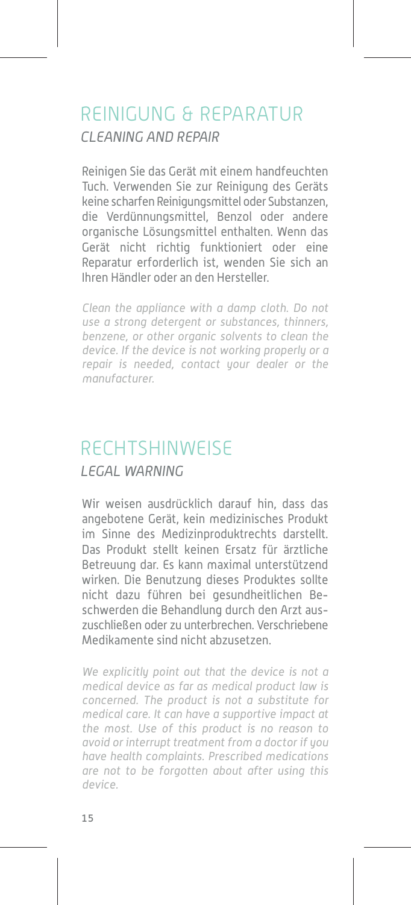## REINIGUNG & REPARATUR

*CLEANING AND REPAIR*

Reinigen Sie das Gerät mit einem handfeuchten Tuch. Verwenden Sie zur Reinigung des Geräts keine scharfen Reinigungsmittel oder Substanzen, die Verdünnungsmittel, Benzol oder andere organische Lösungsmittel enthalten. Wenn das Gerät nicht richtig funktioniert oder eine Reparatur erforderlich ist, wenden Sie sich an Ihren Händler oder an den Hersteller.

*Clean the appliance with a damp cloth. Do not use a strong detergent or substances, thinners, benzene, or other organic solvents to clean the device. If the device is not working properly or a repair is needed, contact your dealer or the manufacturer.*

## RECHTSHINWEISE

*LEGAL WARNING*

Wir weisen ausdrücklich darauf hin, dass das angebotene Gerät, kein medizinisches Produkt im Sinne des Medizinproduktrechts darstellt. Das Produkt stellt keinen Ersatz für ärztliche Betreuung dar. Es kann maximal unterstützend wirken. Die Benutzung dieses Produktes sollte nicht dazu führen bei gesundheitlichen Beschwerden die Behandlung durch den Arzt auszuschließen oder zu unterbrechen. Verschriebene Medikamente sind nicht abzusetzen.

*We explicitly point out that the device is not a medical device as far as medical product law is concerned. The product is not a substitute for medical care. It can have a supportive impact at the most. Use of this product is no reason to avoid or interrupt treatment from a doctor if you have health complaints. Prescribed medications are not to be forgotten about after using this device.*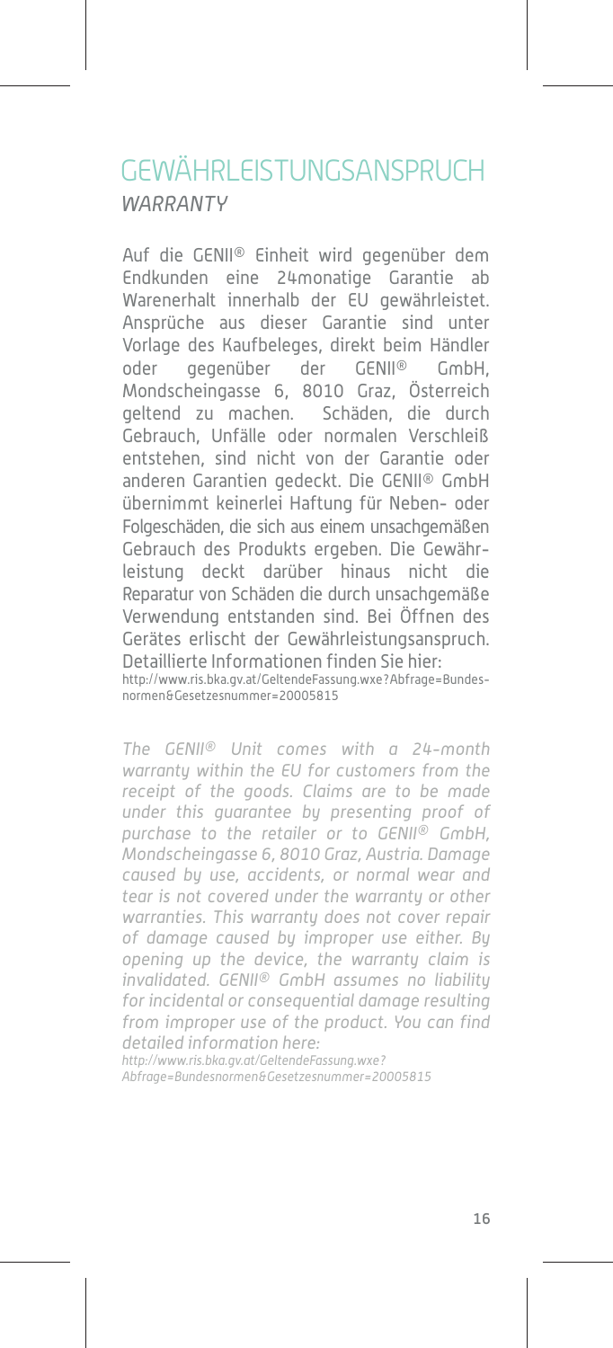# GEWÄHRLEISTUNGSANSPRUCH

*WARRANTY*

Auf die GENII® Einheit wird gegenüber dem Endkunden eine 24monatige Garantie ab Warenerhalt innerhalb der EU gewährleistet. Ansprüche aus dieser Garantie sind unter Vorlage des Kaufbeleges, direkt beim Händler oder gegenüber der GENII® GmbH, Mondscheingasse 6, 8010 Graz, Österreich geltend zu machen. Schäden, die durch Gebrauch, Unfälle oder normalen Verschleiß entstehen, sind nicht von der Garantie oder anderen Garantien gedeckt. Die GENII® GmbH übernimmt keinerlei Haftung für Neben- oder Folgeschäden, die sich aus einem unsachgemäßen Gebrauch des Produkts ergeben. Die Gewährleistung deckt darüber hinaus nicht die Reparatur von Schäden die durch unsachgemäße Verwendung entstanden sind. Bei Öffnen des Gerätes erlischt der Gewährleistungsanspruch. Detaillierte Informationen finden Sie hier:
http://www.ris.bka.gv.at/GeltendeFassung.wxe?Abfrage=Bundesnormen&Gesetzesnummer=20005815

*The GENII® Unit comes with a 24-month warranty within the EU for customers from the receipt of the goods. Claims are to be made under this guarantee by presenting proof of purchase to the retailer or to GENII® GmbH, Mondscheingasse 6, 8010 Graz, Austria. Damage caused by use, accidents, or normal wear and tear is not covered under the warranty or other warranties. This warranty does not cover repair of damage caused by improper use either. By opening up the device, the warranty claim is invalidated. GENII® GmbH assumes no liability for incidental or consequential damage resulting from improper use of the product. You can find detailed information here:*
*http://www.ris.bka.gv.at/GeltendeFassung.wxe?Abfrage=Bundesnormen&Gesetzesnummer=20005815*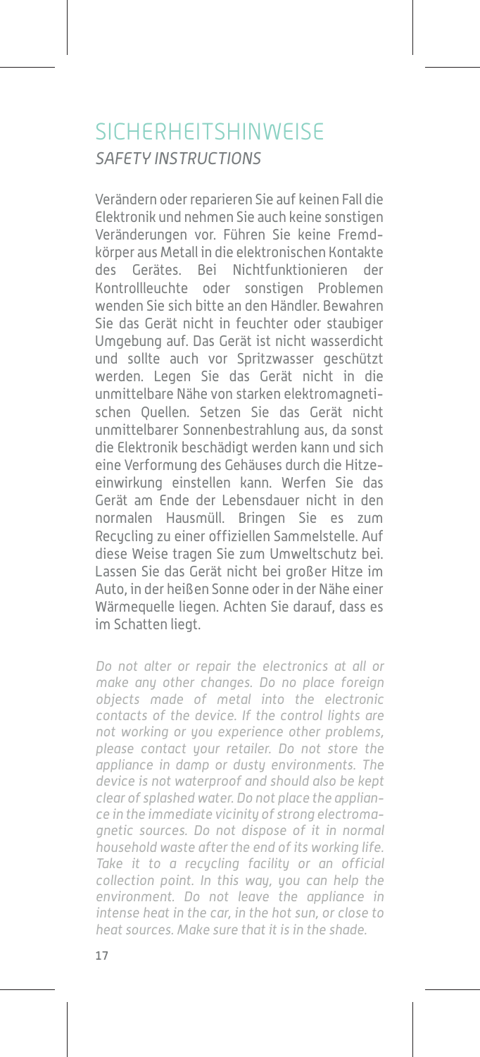# SICHERHEITSHINWEISE

*SAFETY INSTRUCTIONS*

Verändern oder reparieren Sie auf keinen Fall die Elektronik und nehmen Sie auch keine sonstigen Veränderungen vor. Führen Sie keine Fremdkörper aus Metall in die elektronischen Kontakte des Gerätes. Bei Nichtfunktionieren der Kontrollleuchte oder sonstigen Problemen wenden Sie sich bitte an den Händler. Bewahren Sie das Gerät nicht in feuchter oder staubiger Umgebung auf. Das Gerät ist nicht wasserdicht und sollte auch vor Spritzwasser geschützt werden. Legen Sie das Gerät nicht in die unmittelbare Nähe von starken elektromagnetischen Quellen. Setzen Sie das Gerät nicht unmittelbarer Sonnenbestrahlung aus, da sonst die Elektronik beschädigt werden kann und sich eine Verformung des Gehäuses durch die Hitzeeinwirkung einstellen kann. Werfen Sie das Gerät am Ende der Lebensdauer nicht in den normalen Hausmüll. Bringen Sie es zum Recycling zu einer offiziellen Sammelstelle. Auf diese Weise tragen Sie zum Umweltschutz bei. Lassen Sie das Gerät nicht bei großer Hitze im Auto, in der heißen Sonne oder in der Nähe einer Wärmequelle liegen. Achten Sie darauf, dass es im Schatten liegt.

*Do not alter or repair the electronics at all or make any other changes. Do no place foreign objects made of metal into the electronic contacts of the device. If the control lights are not working or you experience other problems, please contact your retailer. Do not store the appliance in damp or dusty environments. The device is not waterproof and should also be kept clear of splashed water. Do not place the appliance in the immediate vicinity of strong electromagnetic sources. Do not dispose of it in normal household waste after the end of its working life. Take it to a recycling facility or an official collection point. In this way, you can help the environment. Do not leave the appliance in intense heat in the car, in the hot sun, or close to heat sources. Make sure that it is in the shade.*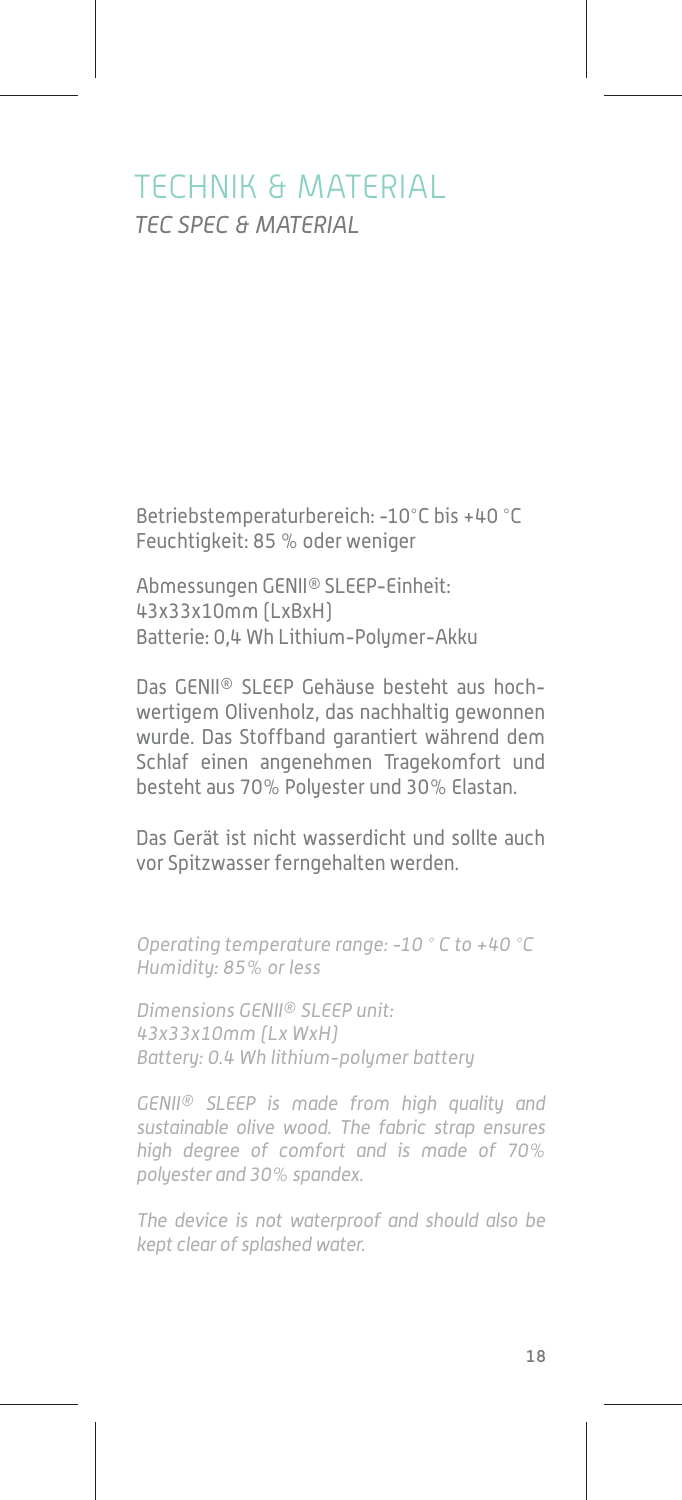# TECHNIK & MATERIAL

*TEC SPEC & MATERIAL*

Betriebstemperaturbereich: -10°C bis +40 °C
Feuchtigkeit: 85 % oder weniger

Abmessungen GENII® SLEEP-Einheit:
43x33x10mm (LxBxH)
Batterie: 0,4 Wh Lithium-Polymer-Akku

Das GENII® SLEEP Gehäuse besteht aus hochwertigem Olivenholz, das nachhaltig gewonnen wurde. Das Stoffband garantiert während dem Schlaf einen angenehmen Tragekomfort und besteht aus 70% Polyester und 30% Elastan.

Das Gerät ist nicht wasserdicht und sollte auch vor Spitzwasser ferngehalten werden.

*Operating temperature range: -10 ° C to +40 °C*
*Humidity: 85% or less*

*Dimensions GENII® SLEEP unit:*
*43x33x10mm (Lx WxH)*
*Battery: 0.4 Wh lithium-polymer battery*

*GENII® SLEEP is made from high quality and sustainable olive wood. The fabric strap ensures high degree of comfort and is made of 70% polyester and 30% spandex.*

*The device is not waterproof and should also be kept clear of splashed water.*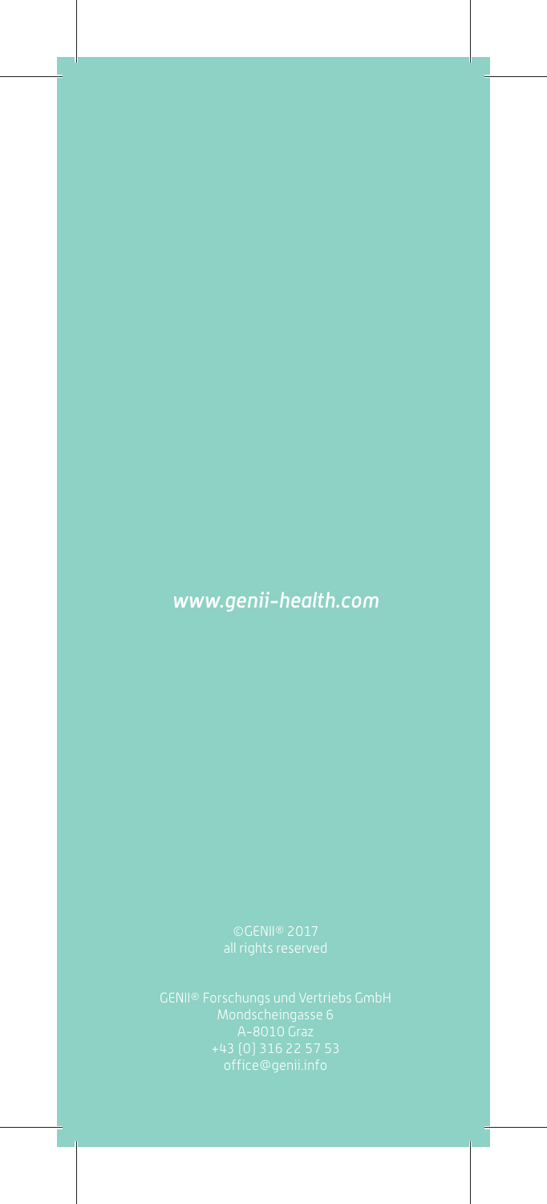*www.genii-health.com*

©GENII® 2017
all rights reserved

GENII® Forschungs und Vertriebs GmbH
Mondscheingasse 6
A-8010 Graz
+43 (0) 316 22 57 53
office@genii.info